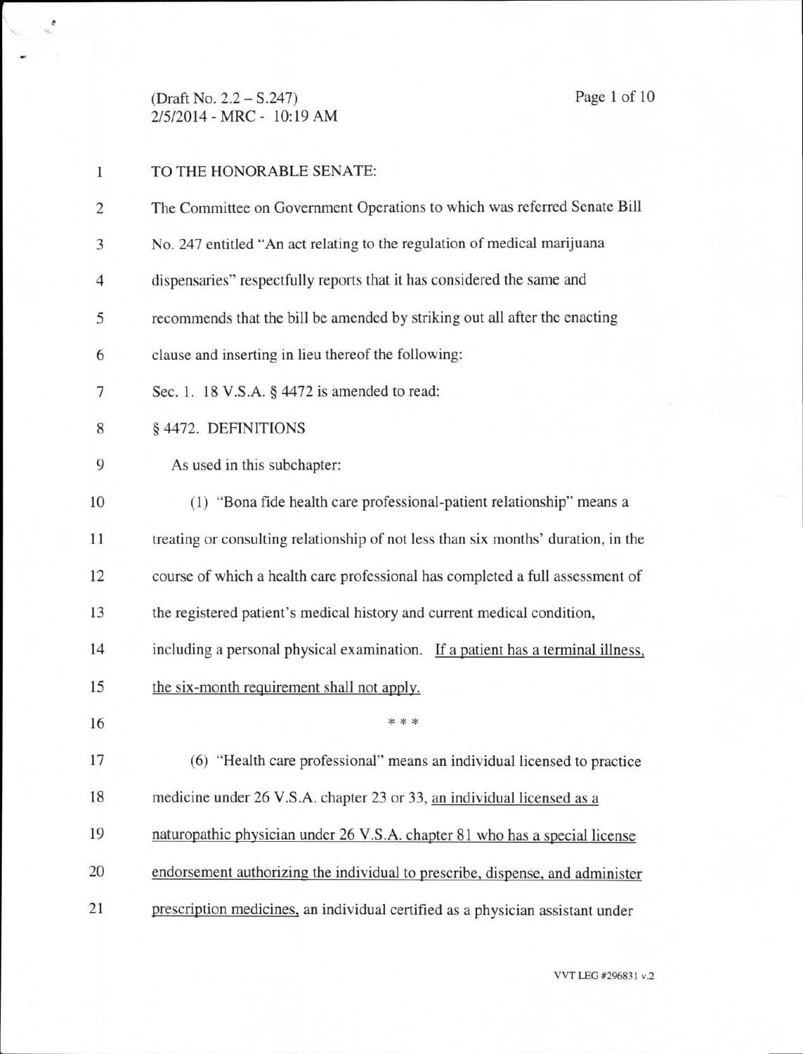(Draft No. 2.2 – S.247)
2/5/2014 - MRC - 10:19 AM

TO THE HONORABLE SENATE:

The Committee on Government Operations to which was referred Senate Bill No. 247 entitled "An act relating to the regulation of medical marijuana dispensaries" respectfully reports that it has considered the same and recommends that the bill be amended by striking out all after the enacting clause and inserting in lieu thereof the following:

Sec. 1. 18 V.S.A. § 4472 is amended to read:

§ 4472. DEFINITIONS

As used in this subchapter:

(1) "Bona fide health care professional-patient relationship" means a treating or consulting relationship of not less than six months' duration, in the course of which a health care professional has completed a full assessment of the registered patient's medical history and current medical condition, including a personal physical examination. <u>If a patient has a terminal illness, the six-month requirement shall not apply.</u>

\* \* \*

(6) "Health care professional" means an individual licensed to practice medicine under 26 V.S.A. chapter 23 or 33, <u>an individual licensed as a naturopathic physician under 26 V.S.A. chapter 81 who has a special license endorsement authorizing the individual to prescribe, dispense, and administer prescription medicines,</u> an individual certified as a physician assistant under

VVT LEG #296831 v.2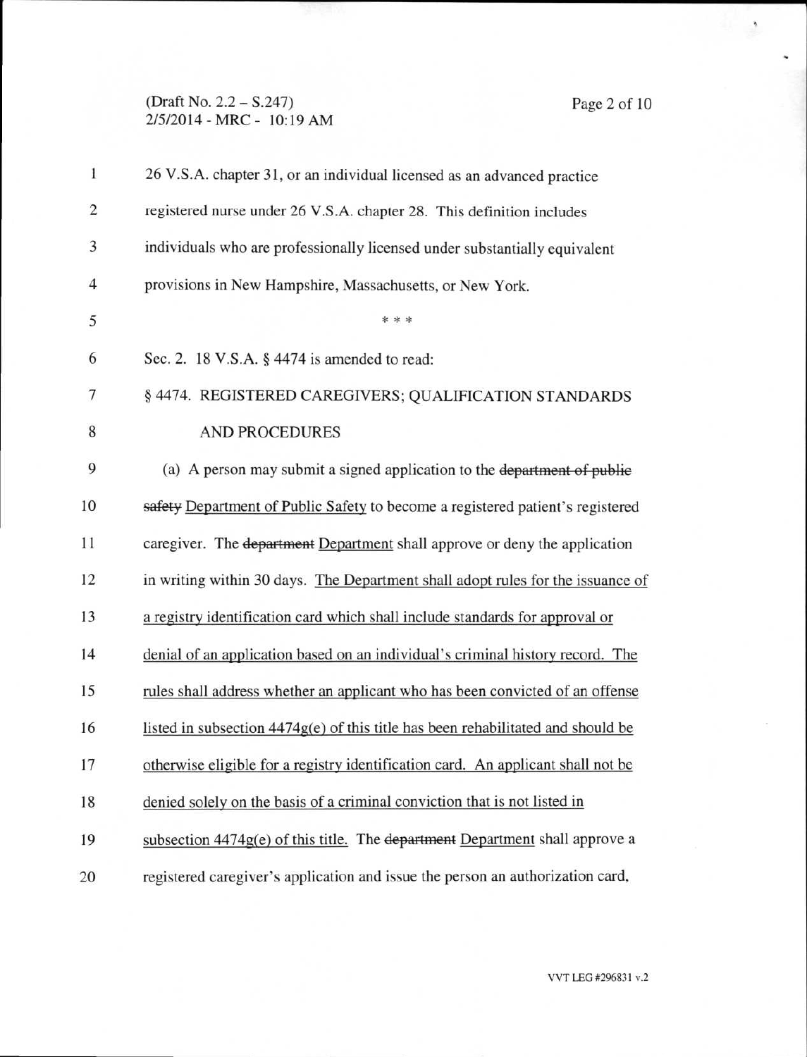26 V.S.A. chapter 31, or an individual licensed as an advanced practice registered nurse under 26 V.S.A. chapter 28. This definition includes individuals who are professionally licensed under substantially equivalent provisions in New Hampshire, Massachusetts, or New York.

\* \* \*

Sec. 2. 18 V.S.A. § 4474 is amended to read:

§ 4474. REGISTERED CAREGIVERS; QUALIFICATION STANDARDS AND PROCEDURES

(a) A person may submit a signed application to the ~~department of public safety~~ Department of Public Safety to become a registered patient's registered caregiver. The ~~department~~ Department shall approve or deny the application in writing within 30 days. The Department shall adopt rules for the issuance of a registry identification card which shall include standards for approval or denial of an application based on an individual's criminal history record. The rules shall address whether an applicant who has been convicted of an offense listed in subsection 4474g(e) of this title has been rehabilitated and should be otherwise eligible for a registry identification card. An applicant shall not be denied solely on the basis of a criminal conviction that is not listed in subsection 4474g(e) of this title. The ~~department~~ Department shall approve a registered caregiver's application and issue the person an authorization card,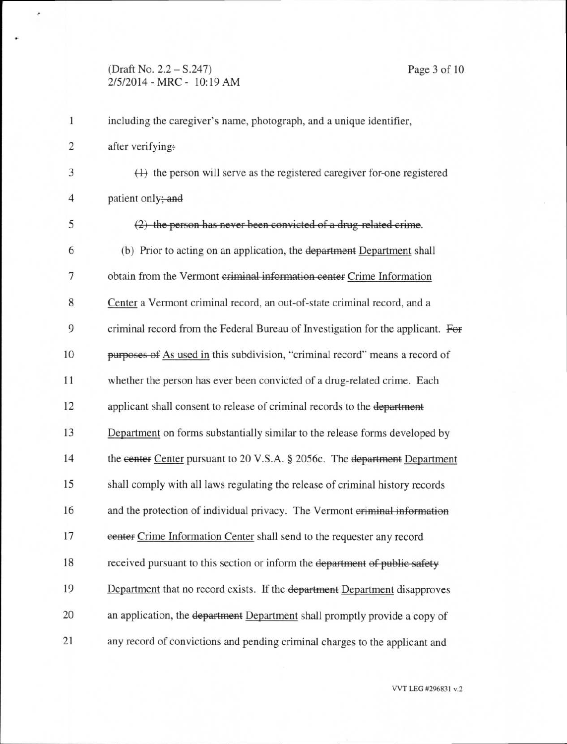including the caregiver's name, photograph, and a unique identifier, after verifying~~:~~

~~(1)~~ the person will serve as the registered caregiver for one registered patient only~~; and~~

~~(2) the person has never been convicted of a drug-related crime~~.

(b) Prior to acting on an application, the ~~department~~ Department shall obtain from the Vermont ~~criminal information center~~ Crime Information Center a Vermont criminal record, an out-of-state criminal record, and a criminal record from the Federal Bureau of Investigation for the applicant. ~~For purposes of~~ As used in this subdivision, "criminal record" means a record of whether the person has ever been convicted of a drug-related crime. Each applicant shall consent to release of criminal records to the ~~department~~ Department on forms substantially similar to the release forms developed by the ~~center~~ Center pursuant to 20 V.S.A. § 2056c. The ~~department~~ Department shall comply with all laws regulating the release of criminal history records and the protection of individual privacy. The Vermont ~~criminal information center~~ Crime Information Center shall send to the requester any record received pursuant to this section or inform the ~~department of public safety~~ Department that no record exists. If the ~~department~~ Department disapproves an application, the ~~department~~ Department shall promptly provide a copy of any record of convictions and pending criminal charges to the applicant and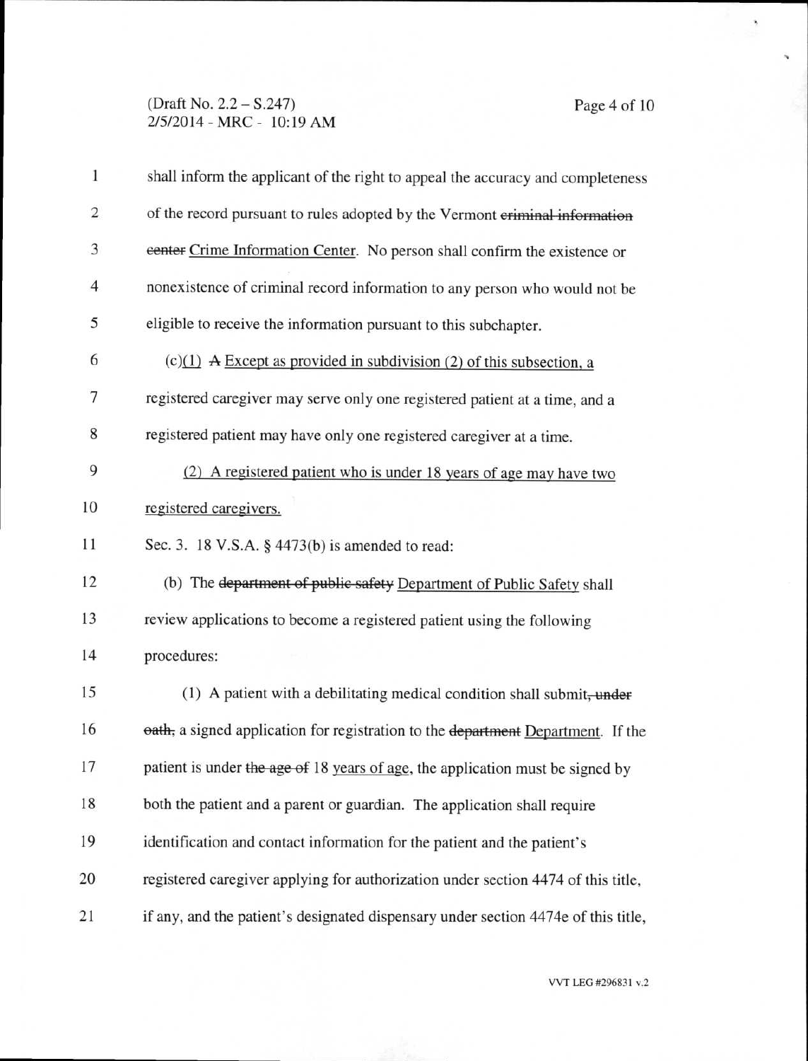shall inform the applicant of the right to appeal the accuracy and completeness of the record pursuant to rules adopted by the Vermont ~~criminal information center~~ Crime Information Center. No person shall confirm the existence or nonexistence of criminal record information to any person who would not be eligible to receive the information pursuant to this subchapter.

(c)(1) ~~A~~ Except as provided in subdivision (2) of this subsection, a registered caregiver may serve only one registered patient at a time, and a registered patient may have only one registered caregiver at a time.

(2) A registered patient who is under 18 years of age may have two registered caregivers.

Sec. 3. 18 V.S.A. § 4473(b) is amended to read:

(b) The ~~department of public safety~~ Department of Public Safety shall review applications to become a registered patient using the following procedures:

(1) A patient with a debilitating medical condition shall submit~~, under oath,~~ a signed application for registration to the ~~department~~ Department. If the patient is under ~~the age of~~ 18 years of age, the application must be signed by both the patient and a parent or guardian. The application shall require identification and contact information for the patient and the patient's registered caregiver applying for authorization under section 4474 of this title, if any, and the patient's designated dispensary under section 4474e of this title,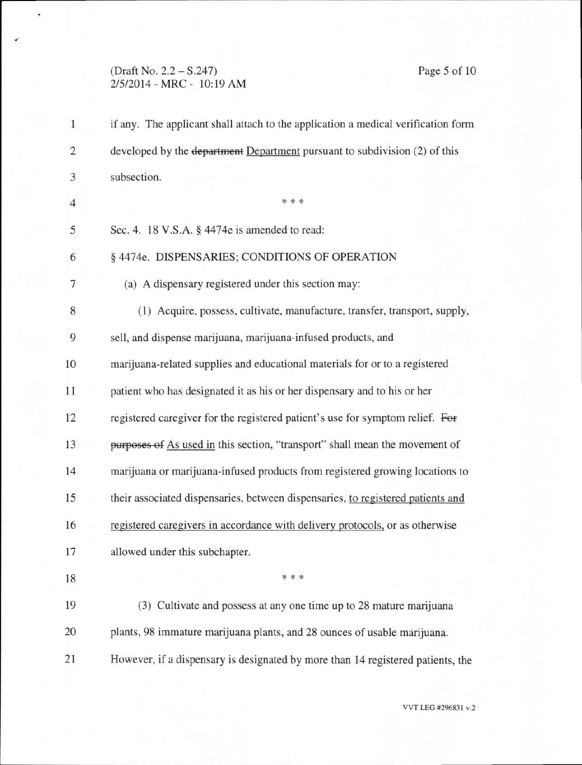if any. The applicant shall attach to the application a medical verification form developed by the ~~department~~ Department pursuant to subdivision (2) of this subsection.

\* \* \*

Sec. 4. 18 V.S.A. § 4474e is amended to read:

§ 4474e. DISPENSARIES; CONDITIONS OF OPERATION

(a) A dispensary registered under this section may:

(1) Acquire, possess, cultivate, manufacture, transfer, transport, supply, sell, and dispense marijuana, marijuana-infused products, and marijuana-related supplies and educational materials for or to a registered patient who has designated it as his or her dispensary and to his or her registered caregiver for the registered patient's use for symptom relief. ~~For purposes of~~ <u>As used in</u> this section, "transport" shall mean the movement of marijuana or marijuana-infused products from registered growing locations to their associated dispensaries, between dispensaries, <u>to registered patients and registered caregivers in accordance with delivery protocols,</u> or as otherwise allowed under this subchapter.

\* \* \*

(3) Cultivate and possess at any one time up to 28 mature marijuana plants, 98 immature marijuana plants, and 28 ounces of usable marijuana. However, if a dispensary is designated by more than 14 registered patients, the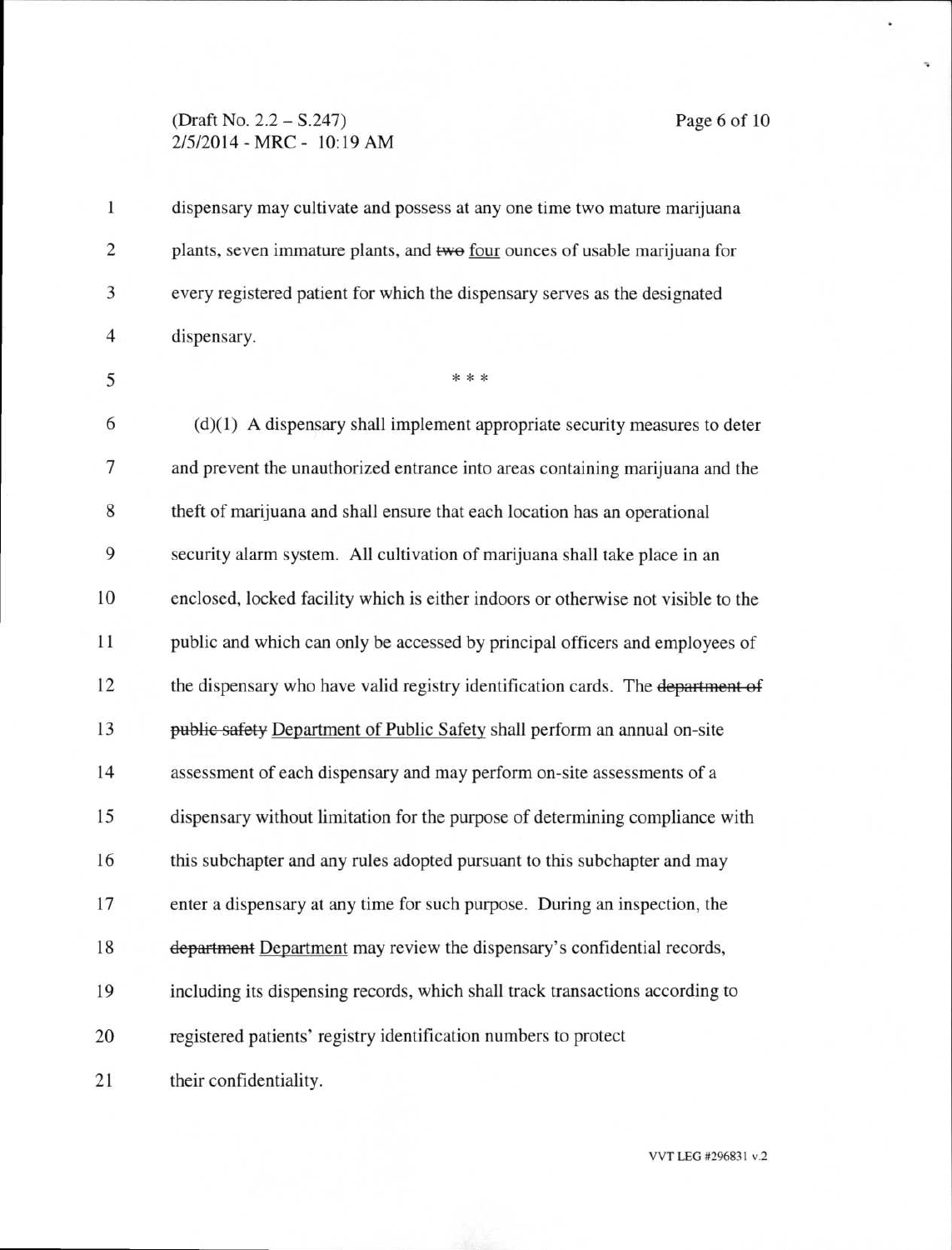dispensary may cultivate and possess at any one time two mature marijuana plants, seven immature plants, and ~~two~~ <u>four</u> ounces of usable marijuana for every registered patient for which the dispensary serves as the designated dispensary.

\* \* \*

(d)(1) A dispensary shall implement appropriate security measures to deter and prevent the unauthorized entrance into areas containing marijuana and the theft of marijuana and shall ensure that each location has an operational security alarm system. All cultivation of marijuana shall take place in an enclosed, locked facility which is either indoors or otherwise not visible to the public and which can only be accessed by principal officers and employees of the dispensary who have valid registry identification cards. The ~~department of public safety~~ <u>Department of Public Safety</u> shall perform an annual on-site assessment of each dispensary and may perform on-site assessments of a dispensary without limitation for the purpose of determining compliance with this subchapter and any rules adopted pursuant to this subchapter and may enter a dispensary at any time for such purpose. During an inspection, the ~~department~~ <u>Department</u> may review the dispensary's confidential records, including its dispensing records, which shall track transactions according to registered patients' registry identification numbers to protect their confidentiality.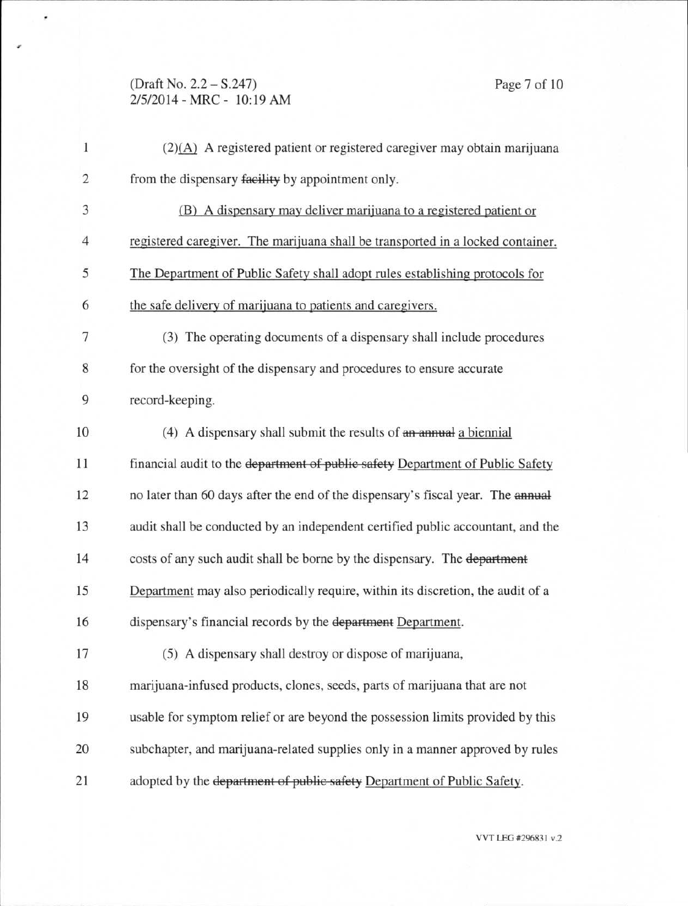(2)(A) A registered patient or registered caregiver may obtain marijuana from the dispensary ~~facility~~ by appointment only.

(B) A dispensary may deliver marijuana to a registered patient or registered caregiver. The marijuana shall be transported in a locked container. The Department of Public Safety shall adopt rules establishing protocols for the safe delivery of marijuana to patients and caregivers.

(3) The operating documents of a dispensary shall include procedures for the oversight of the dispensary and procedures to ensure accurate record-keeping.

(4) A dispensary shall submit the results of ~~an annual~~ a biennial financial audit to the ~~department of public safety~~ Department of Public Safety no later than 60 days after the end of the dispensary's fiscal year. The ~~annual~~ audit shall be conducted by an independent certified public accountant, and the costs of any such audit shall be borne by the dispensary. The ~~department~~ Department may also periodically require, within its discretion, the audit of a dispensary's financial records by the ~~department~~ Department.

(5) A dispensary shall destroy or dispose of marijuana, marijuana-infused products, clones, seeds, parts of marijuana that are not usable for symptom relief or are beyond the possession limits provided by this subchapter, and marijuana-related supplies only in a manner approved by rules adopted by the ~~department of public safety~~ Department of Public Safety.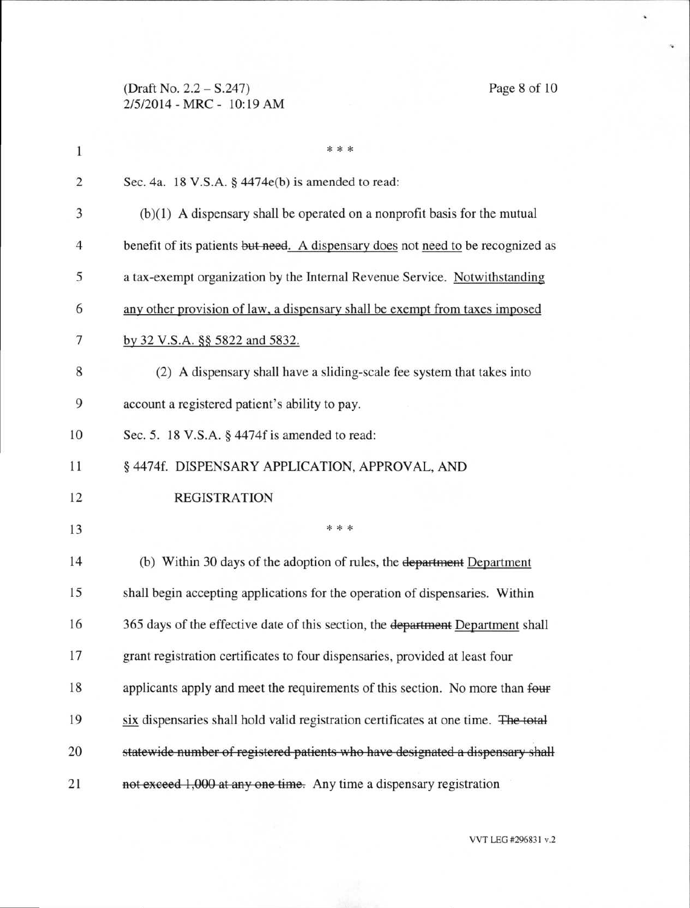\* \* \*

Sec. 4a. 18 V.S.A. § 4474e(b) is amended to read:

(b)(1) A dispensary shall be operated on a nonprofit basis for the mutual benefit of its patients ~~but need~~. A dispensary does not need to be recognized as a tax-exempt organization by the Internal Revenue Service. Notwithstanding any other provision of law, a dispensary shall be exempt from taxes imposed by 32 V.S.A. §§ 5822 and 5832.

(2) A dispensary shall have a sliding-scale fee system that takes into account a registered patient's ability to pay.

Sec. 5. 18 V.S.A. § 4474f is amended to read:

§ 4474f. DISPENSARY APPLICATION, APPROVAL, AND REGISTRATION

\* \* \*

(b) Within 30 days of the adoption of rules, the ~~department~~ Department shall begin accepting applications for the operation of dispensaries. Within 365 days of the effective date of this section, the ~~department~~ Department shall grant registration certificates to four dispensaries, provided at least four applicants apply and meet the requirements of this section. No more than ~~four~~ six dispensaries shall hold valid registration certificates at one time. ~~The total statewide number of registered patients who have designated a dispensary shall not exceed 1,000 at any one time.~~ Any time a dispensary registration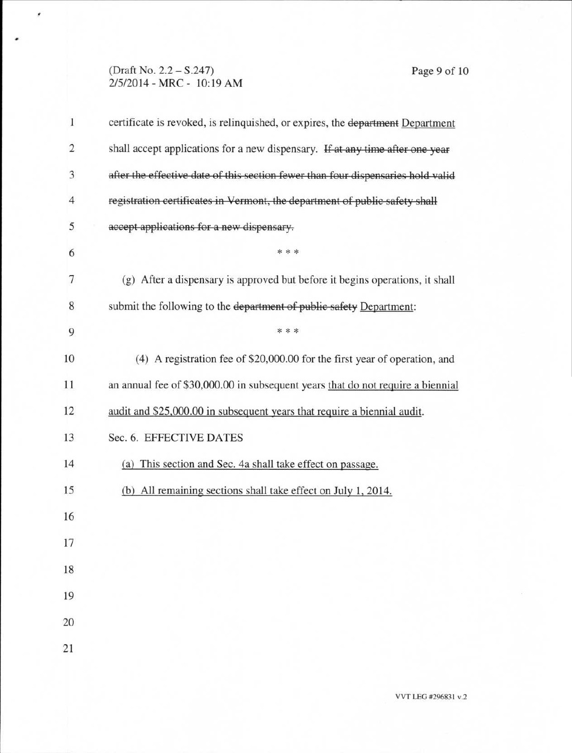certificate is revoked, is relinquished, or expires, the ~~department~~ <u>Department</u> shall accept applications for a new dispensary. ~~If at any time after one year after the effective date of this section fewer than four dispensaries hold valid registration certificates in Vermont, the department of public safety shall accept applications for a new dispensary.~~

\* \* \*

(g) After a dispensary is approved but before it begins operations, it shall submit the following to the ~~department of public safety~~ <u>Department</u>:

\* \* \*

(4) A registration fee of $20,000.00 for the first year of operation, and an annual fee of $30,000.00 in subsequent years <u>that do not require a biennial audit and $25,000.00 in subsequent years that require a biennial audit</u>.

Sec. 6. EFFECTIVE DATES

<u>(a) This section and Sec. 4a shall take effect on passage.</u>

<u>(b) All remaining sections shall take effect on July 1, 2014.</u>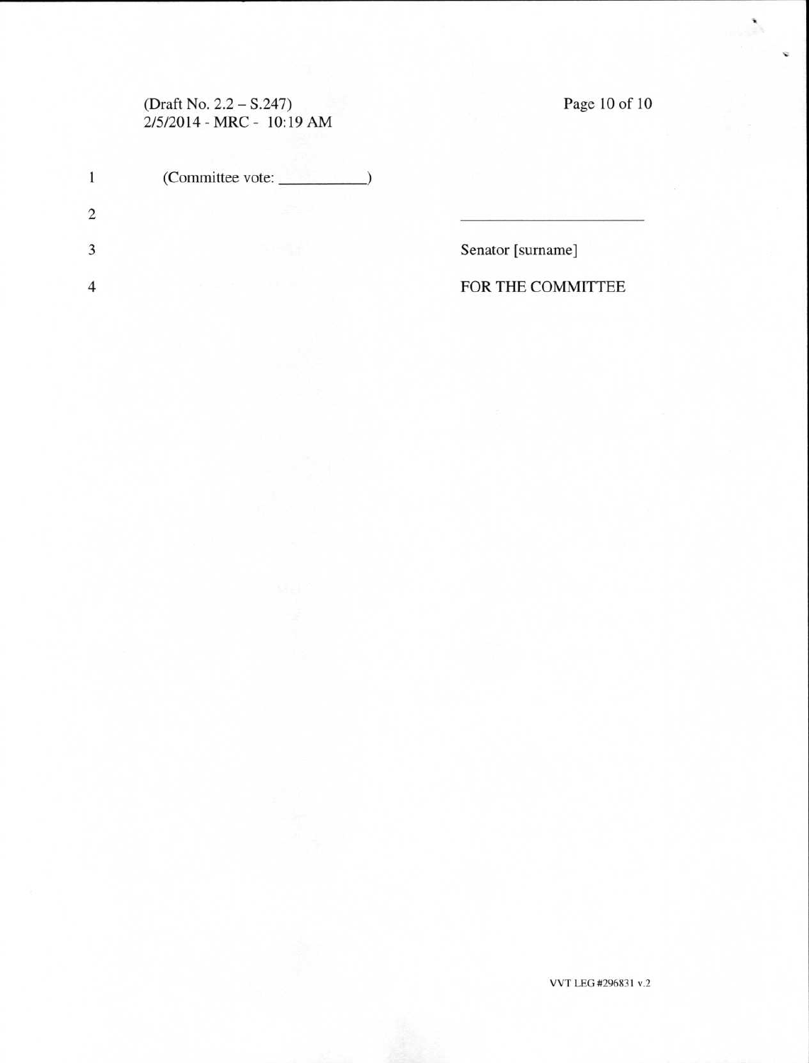(Committee vote: ___________)

_________________________

Senator [surname]

FOR THE COMMITTEE

VVT LEG #296831 v.2